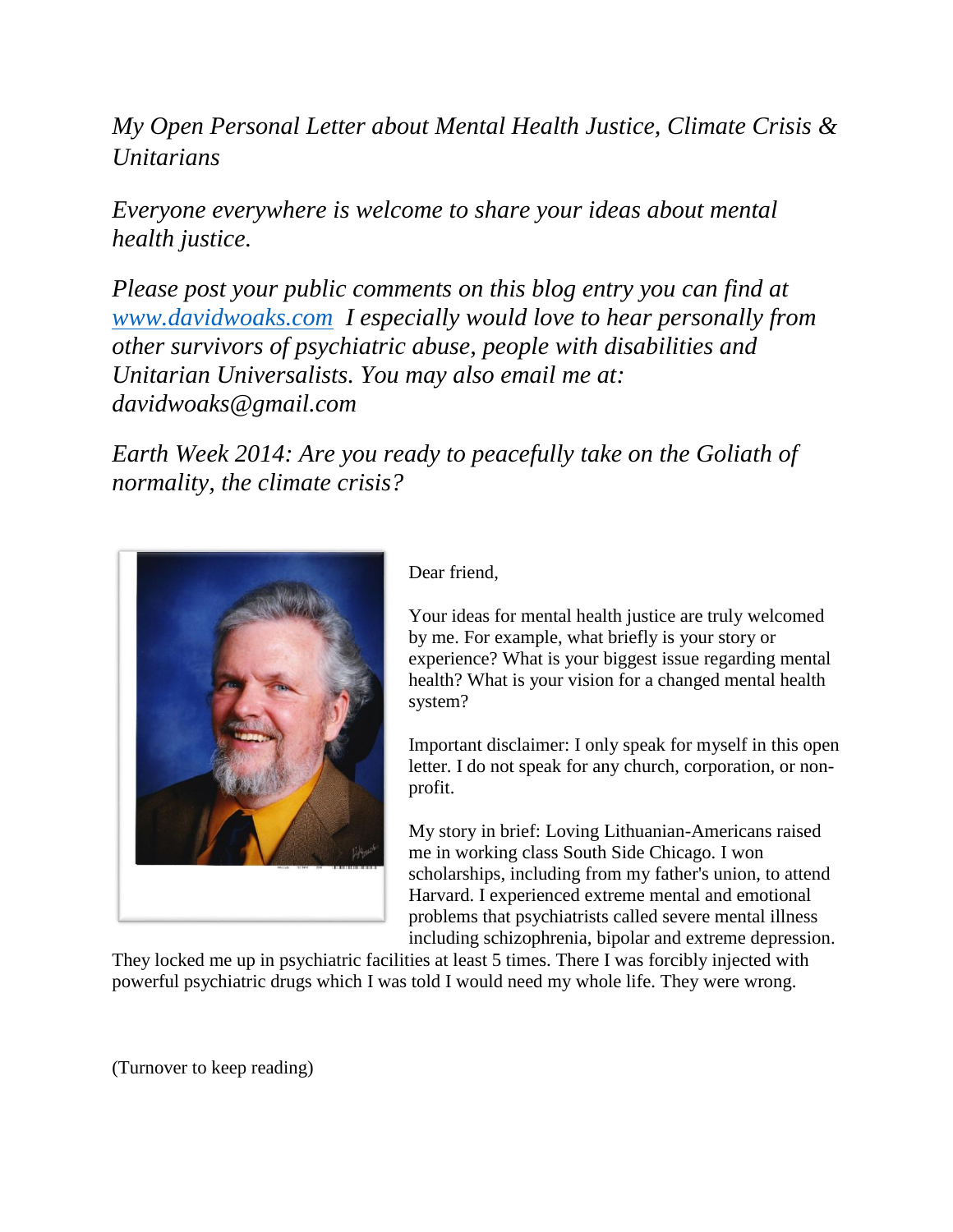*My Open Personal Letter about Mental Health Justice, Climate Crisis & Unitarians*

*Everyone everywhere is welcome to share your ideas about mental health justice.*

*Please post your public comments on this blog entry you can find at [www.davidwoaks.com](http://www.davidwoaks.com) I especially would love to hear personally from other survivors of psychiatric abuse, people with disabilities and Unitarian Universalists. You may also email me at: davidwoaks@gmail.com*

*Earth Week 2014: Are you ready to peacefully take on the Goliath of normality, the climate crisis?*

Dear friend,

Your ideas for mental health justice are truly welcomed by me. For example, what briefly is your story or experience? What is your biggest issue regarding mental health? What is your vision for a changed mental health system?

Important disclaimer: I only speak for myself in this open letter. I do not speak for any church, corporation, or non-profit.

My story in brief: Loving Lithuanian-Americans raised me in working class South Side Chicago. I won scholarships, including from my father's union, to attend Harvard. I experienced extreme mental and emotional problems that psychiatrists called severe mental illness including schizophrenia, bipolar and extreme depression. They locked me up in psychiatric facilities at least 5 times. There I was forcibly injected with powerful psychiatric drugs which I was told I would need my whole life. They were wrong.

(Turnover to keep reading)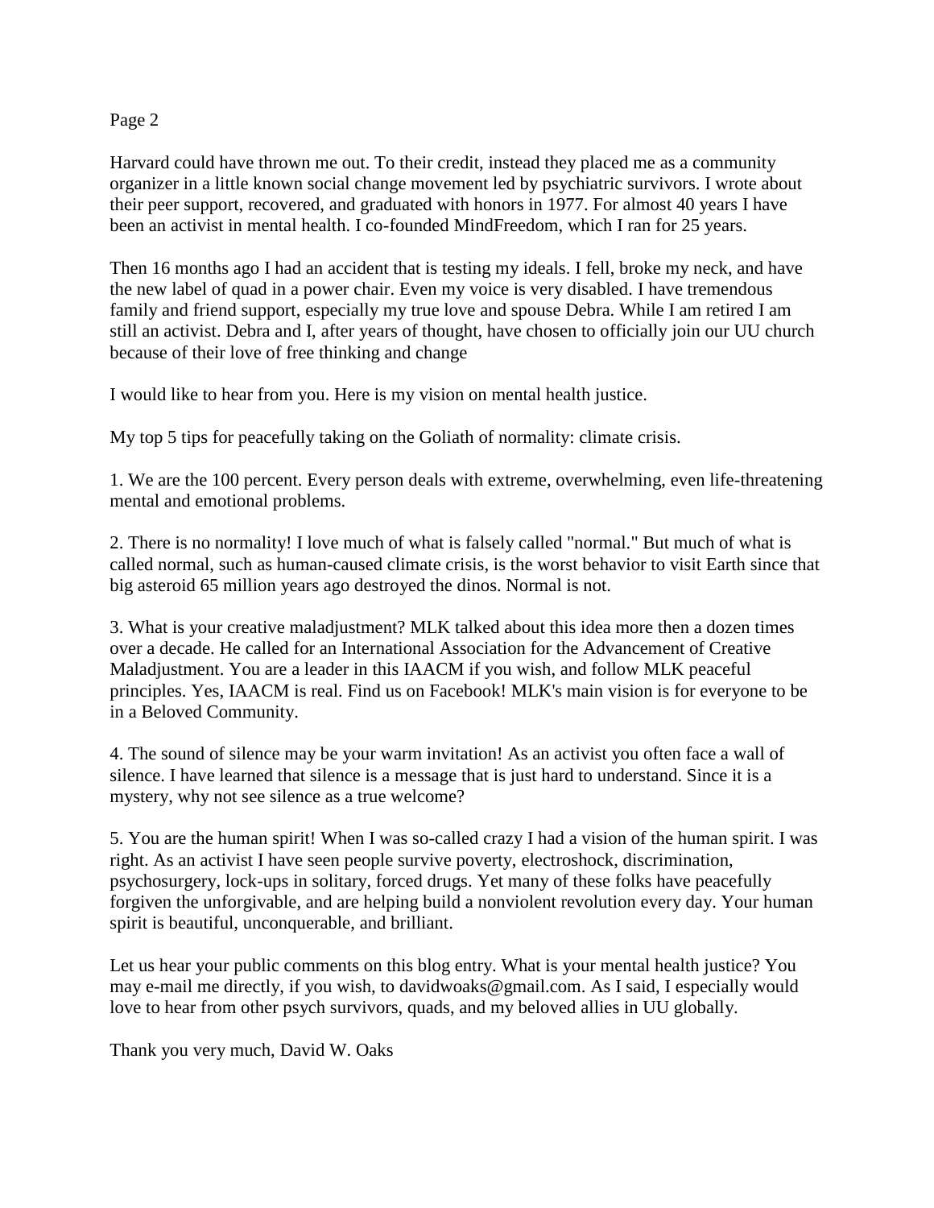Harvard could have thrown me out. To their credit, instead they placed me as a community organizer in a little known social change movement led by psychiatric survivors. I wrote about their peer support, recovered, and graduated with honors in 1977. For almost 40 years I have been an activist in mental health. I co-founded MindFreedom, which I ran for 25 years.

Then 16 months ago I had an accident that is testing my ideals. I fell, broke my neck, and have the new label of quad in a power chair. Even my voice is very disabled. I have tremendous family and friend support, especially my true love and spouse Debra. While I am retired I am still an activist. Debra and I, after years of thought, have chosen to officially join our UU church because of their love of free thinking and change

I would like to hear from you. Here is my vision on mental health justice.

My top 5 tips for peacefully taking on the Goliath of normality: climate crisis.

1. We are the 100 percent. Every person deals with extreme, overwhelming, even life-threatening mental and emotional problems.

2. There is no normality! I love much of what is falsely called "normal." But much of what is called normal, such as human-caused climate crisis, is the worst behavior to visit Earth since that big asteroid 65 million years ago destroyed the dinos. Normal is not.

3. What is your creative maladjustment? MLK talked about this idea more then a dozen times over a decade. He called for an International Association for the Advancement of Creative Maladjustment. You are a leader in this IAACM if you wish, and follow MLK peaceful principles. Yes, IAACM is real. Find us on Facebook! MLK's main vision is for everyone to be in a Beloved Community.

4. The sound of silence may be your warm invitation! As an activist you often face a wall of silence. I have learned that silence is a message that is just hard to understand. Since it is a mystery, why not see silence as a true welcome?

5. You are the human spirit! When I was so-called crazy I had a vision of the human spirit. I was right. As an activist I have seen people survive poverty, electroshock, discrimination, psychosurgery, lock-ups in solitary, forced drugs. Yet many of these folks have peacefully forgiven the unforgivable, and are helping build a nonviolent revolution every day. Your human spirit is beautiful, unconquerable, and brilliant.

Let us hear your public comments on this blog entry. What is your mental health justice? You may e-mail me directly, if you wish, to davidwoaks@gmail.com. As I said, I especially would love to hear from other psych survivors, quads, and my beloved allies in UU globally.

Thank you very much, David W. Oaks